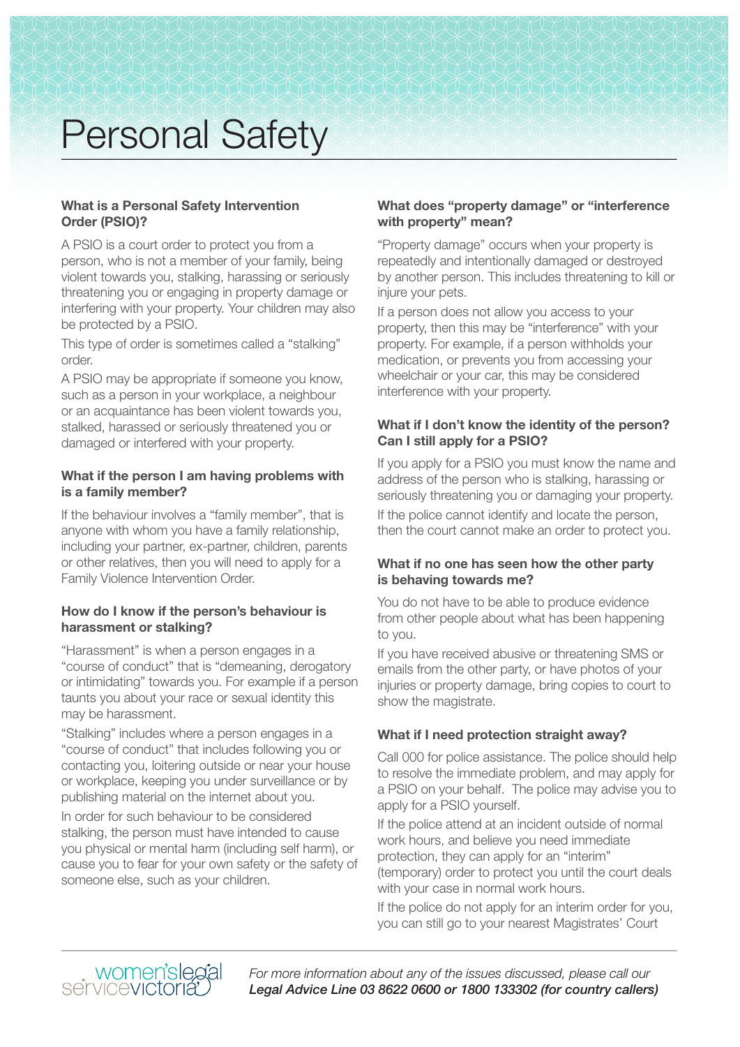# Personal Safety

## What is a Personal Safety Intervention Order (PSIO)?

A PSIO is a court order to protect you from a person, who is not a member of your family, being violent towards you, stalking, harassing or seriously threatening you or engaging in property damage or interfering with your property. Your children may also be protected by a PSIO.

This type of order is sometimes called a "stalking" order.

A PSIO may be appropriate if someone you know, such as a person in your workplace, a neighbour or an acquaintance has been violent towards you, stalked, harassed or seriously threatened you or damaged or interfered with your property.

## What if the person I am having problems with is a family member?

If the behaviour involves a "family member", that is anyone with whom you have a family relationship, including your partner, ex-partner, children, parents or other relatives, then you will need to apply for a Family Violence Intervention Order.

## How do I know if the person's behaviour is harassment or stalking?

"Harassment" is when a person engages in a "course of conduct" that is "demeaning, derogatory or intimidating" towards you. For example if a person taunts you about your race or sexual identity this may be harassment.

"Stalking" includes where a person engages in a "course of conduct" that includes following you or contacting you, loitering outside or near your house or workplace, keeping you under surveillance or by publishing material on the internet about you.

In order for such behaviour to be considered stalking, the person must have intended to cause you physical or mental harm (including self harm), or cause you to fear for your own safety or the safety of someone else, such as your children.

## What does "property damage" or "interference with property" mean?

"Property damage" occurs when your property is repeatedly and intentionally damaged or destroyed by another person. This includes threatening to kill or injure your pets.

If a person does not allow you access to your property, then this may be "interference" with your property. For example, if a person withholds your medication, or prevents you from accessing your wheelchair or your car, this may be considered interference with your property.

## What if I don't know the identity of the person? Can I still apply for a PSIO?

If you apply for a PSIO you must know the name and address of the person who is stalking, harassing or seriously threatening you or damaging your property.

If the police cannot identify and locate the person, then the court cannot make an order to protect you.

## What if no one has seen how the other party is behaving towards me?

You do not have to be able to produce evidence from other people about what has been happening to you.

If you have received abusive or threatening SMS or emails from the other party, or have photos of your injuries or property damage, bring copies to court to show the magistrate.

## What if I need protection straight away?

Call 000 for police assistance. The police should help to resolve the immediate problem, and may apply for a PSIO on your behalf. The police may advise you to apply for a PSIO yourself.

If the police attend at an incident outside of normal work hours, and believe you need immediate protection, they can apply for an "interim" (temporary) order to protect you until the court deals with your case in normal work hours.

If the police do not apply for an interim order for you, you can still go to your nearest Magistrates' Court

women's legal service victoria

*For more information about any of the issues discussed, please call our Legal Advice Line 03 8622 0600 or 1800 133302 (for country callers)*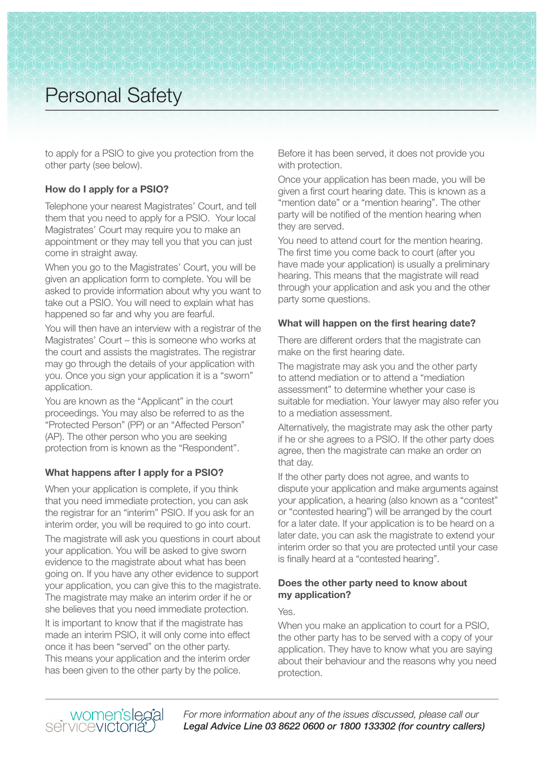to apply for a PSIO to give you protection from the other party (see below).

### How do I apply for a PSIO?

Telephone your nearest Magistrates' Court, and tell them that you need to apply for a PSIO. Your local Magistrates' Court may require you to make an appointment or they may tell you that you can just come in straight away.

When you go to the Magistrates' Court, you will be given an application form to complete. You will be asked to provide information about why you want to take out a PSIO. You will need to explain what has happened so far and why you are fearful.

You will then have an interview with a registrar of the Magistrates' Court – this is someone who works at the court and assists the magistrates. The registrar may go through the details of your application with you. Once you sign your application it is a "sworn" application.

You are known as the "Applicant" in the court proceedings. You may also be referred to as the "Protected Person" (PP) or an "Affected Person" (AP). The other person who you are seeking protection from is known as the "Respondent".

### What happens after I apply for a PSIO?

When your application is complete, if you think that you need immediate protection, you can ask the registrar for an "interim" PSIO. If you ask for an interim order, you will be required to go into court.

The magistrate will ask you questions in court about your application. You will be asked to give sworn evidence to the magistrate about what has been going on. If you have any other evidence to support your application, you can give this to the magistrate. The magistrate may make an interim order if he or she believes that you need immediate protection.

It is important to know that if the magistrate has made an interim PSIO, it will only come into effect once it has been "served" on the other party. This means your application and the interim order has been given to the other party by the police. Before it has been served, it does not provide you with protection.

Once your application has been made, you will be given a first court hearing date. This is known as a "mention date" or a "mention hearing". The other party will be notified of the mention hearing when they are served.

You need to attend court for the mention hearing. The first time you come back to court (after you have made your application) is usually a preliminary hearing. This means that the magistrate will read through your application and ask you and the other party some questions.

### What will happen on the first hearing date?

There are different orders that the magistrate can make on the first hearing date.

The magistrate may ask you and the other party to attend mediation or to attend a "mediation assessment" to determine whether your case is suitable for mediation. Your lawyer may also refer you to a mediation assessment.

Alternatively, the magistrate may ask the other party if he or she agrees to a PSIO. If the other party does agree, then the magistrate can make an order on that day.

If the other party does not agree, and wants to dispute your application and make arguments against your application, a hearing (also known as a "contest" or "contested hearing") will be arranged by the court for a later date. If your application is to be heard on a later date, you can ask the magistrate to extend your interim order so that you are protected until your case is finally heard at a "contested hearing".

### Does the other party need to know about my application?

Yes.

When you make an application to court for a PSIO, the other party has to be served with a copy of your application. They have to know what you are saying about their behaviour and the reasons why you need protection.

*For more information about any of the issues discussed, please call our* ***Legal Advice Line 03 8622 0600 or 1800 133302 (for country callers)***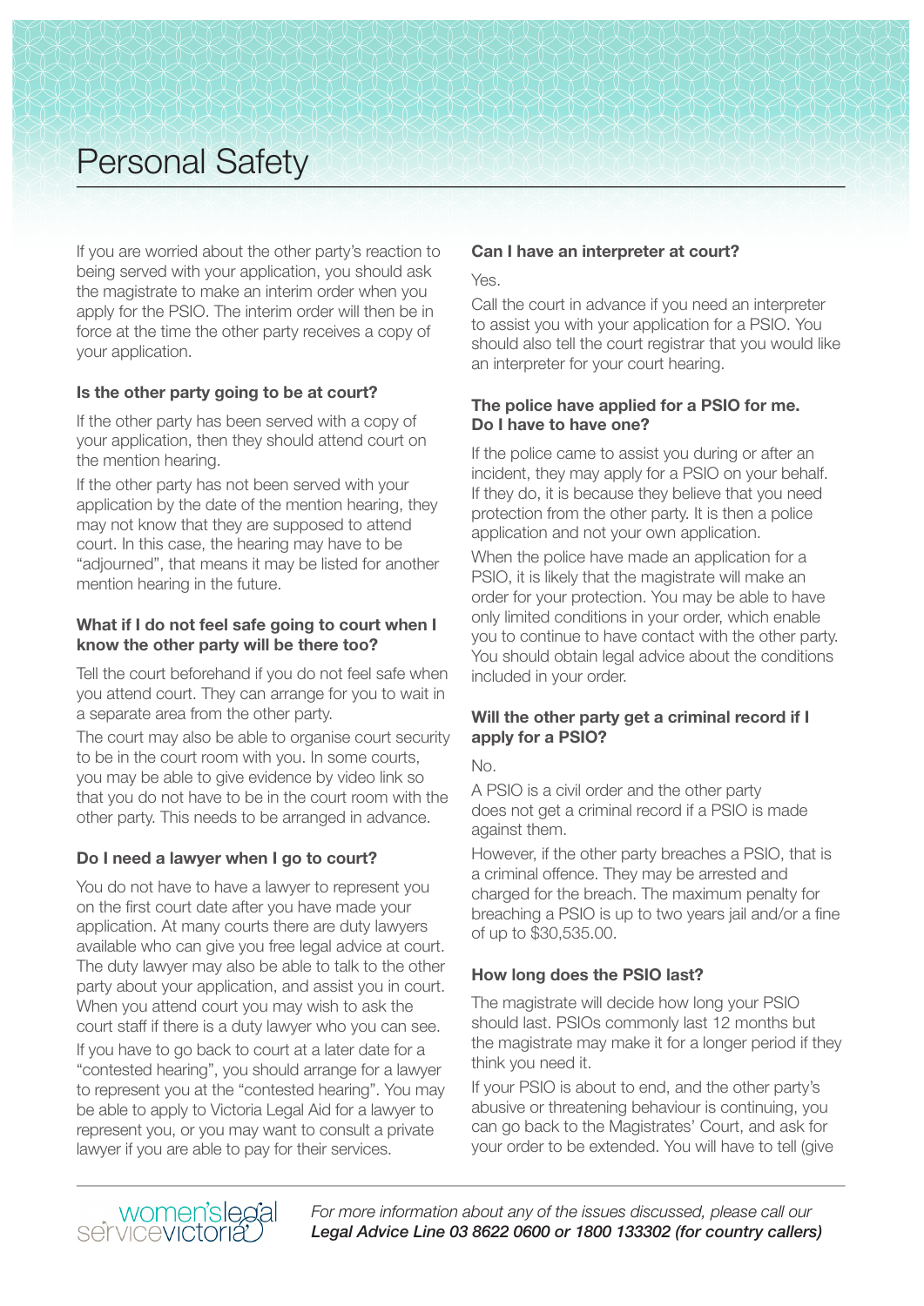# Personal Safety

If you are worried about the other party's reaction to being served with your application, you should ask the magistrate to make an interim order when you apply for the PSIO. The interim order will then be in force at the time the other party receives a copy of your application.

### Is the other party going to be at court?

If the other party has been served with a copy of your application, then they should attend court on the mention hearing.

If the other party has not been served with your application by the date of the mention hearing, they may not know that they are supposed to attend court. In this case, the hearing may have to be "adjourned", that means it may be listed for another mention hearing in the future.

### What if I do not feel safe going to court when I know the other party will be there too?

Tell the court beforehand if you do not feel safe when you attend court. They can arrange for you to wait in a separate area from the other party.

The court may also be able to organise court security to be in the court room with you. In some courts, you may be able to give evidence by video link so that you do not have to be in the court room with the other party. This needs to be arranged in advance.

### Do I need a lawyer when I go to court?

You do not have to have a lawyer to represent you on the first court date after you have made your application. At many courts there are duty lawyers available who can give you free legal advice at court. The duty lawyer may also be able to talk to the other party about your application, and assist you in court. When you attend court you may wish to ask the court staff if there is a duty lawyer who you can see.

If you have to go back to court at a later date for a "contested hearing", you should arrange for a lawyer to represent you at the "contested hearing". You may be able to apply to Victoria Legal Aid for a lawyer to represent you, or you may want to consult a private lawyer if you are able to pay for their services.

### Can I have an interpreter at court?

Yes.

Call the court in advance if you need an interpreter to assist you with your application for a PSIO. You should also tell the court registrar that you would like an interpreter for your court hearing.

### The police have applied for a PSIO for me. Do I have to have one?

If the police came to assist you during or after an incident, they may apply for a PSIO on your behalf. If they do, it is because they believe that you need protection from the other party. It is then a police application and not your own application.

When the police have made an application for a PSIO, it is likely that the magistrate will make an order for your protection. You may be able to have only limited conditions in your order, which enable you to continue to have contact with the other party. You should obtain legal advice about the conditions included in your order.

### Will the other party get a criminal record if I apply for a PSIO?

No.

A PSIO is a civil order and the other party does not get a criminal record if a PSIO is made against them.

However, if the other party breaches a PSIO, that is a criminal offence. They may be arrested and charged for the breach. The maximum penalty for breaching a PSIO is up to two years jail and/or a fine of up to $30,535.00.

### How long does the PSIO last?

The magistrate will decide how long your PSIO should last. PSIOs commonly last 12 months but the magistrate may make it for a longer period if they think you need it.

If your PSIO is about to end, and the other party's abusive or threatening behaviour is continuing, you can go back to the Magistrates' Court, and ask for your order to be extended. You will have to tell (give

*For more information about any of the issues discussed, please call our Legal Advice Line 03 8622 0600 or 1800 133302 (for country callers)*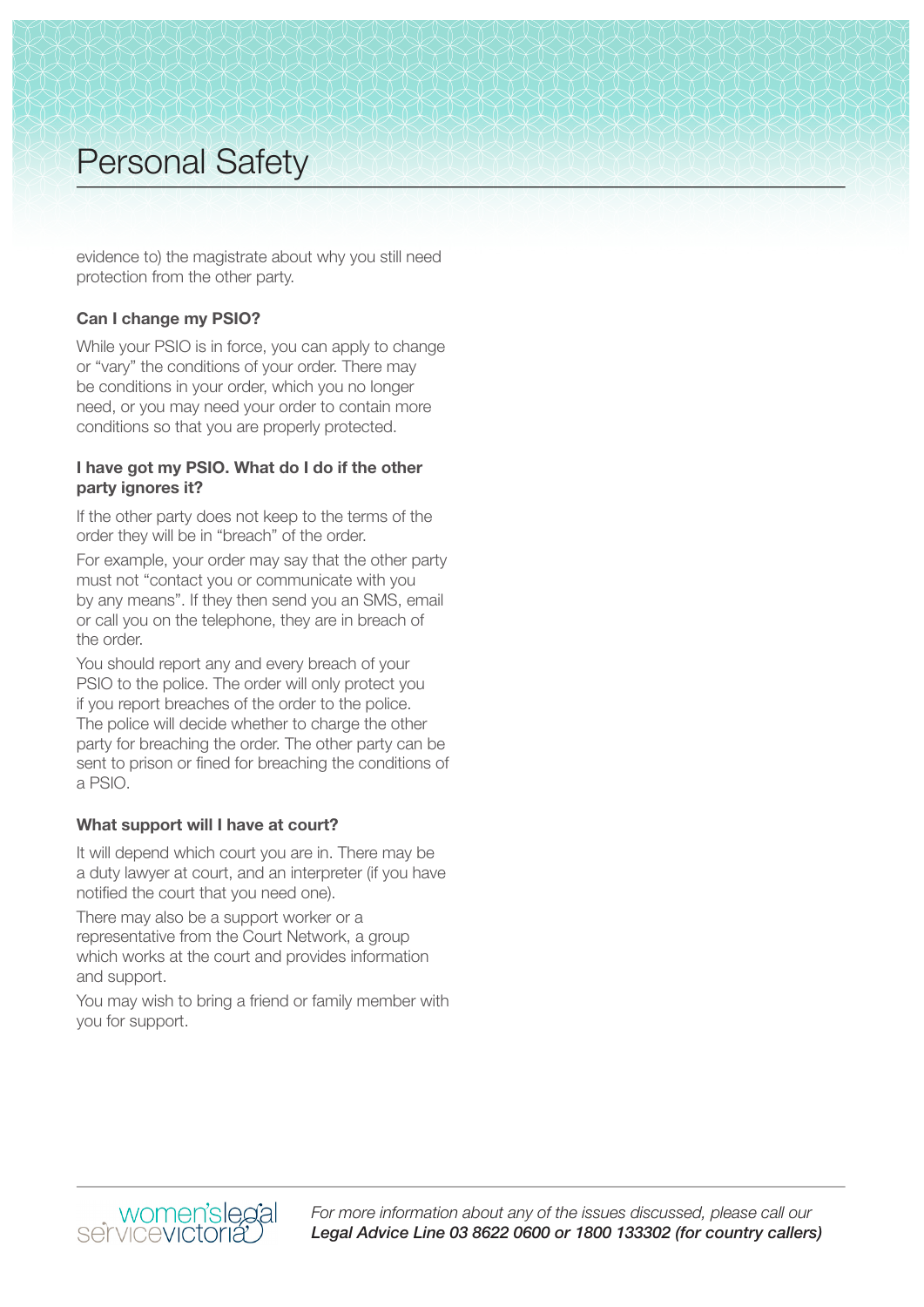evidence to) the magistrate about why you still need protection from the other party.

### Can I change my PSIO?

While your PSIO is in force, you can apply to change or "vary" the conditions of your order. There may be conditions in your order, which you no longer need, or you may need your order to contain more conditions so that you are properly protected.

### I have got my PSIO. What do I do if the other party ignores it?

If the other party does not keep to the terms of the order they will be in "breach" of the order.

For example, your order may say that the other party must not "contact you or communicate with you by any means". If they then send you an SMS, email or call you on the telephone, they are in breach of the order.

You should report any and every breach of your PSIO to the police. The order will only protect you if you report breaches of the order to the police. The police will decide whether to charge the other party for breaching the order. The other party can be sent to prison or fined for breaching the conditions of a PSIO.

### What support will I have at court?

It will depend which court you are in. There may be a duty lawyer at court, and an interpreter (if you have notified the court that you need one).

There may also be a support worker or a representative from the Court Network, a group which works at the court and provides information and support.

You may wish to bring a friend or family member with you for support.

women's legal service victoria

*For more information about any of the issues discussed, please call our* ***Legal Advice Line 03 8622 0600 or 1800 133302 (for country callers)***